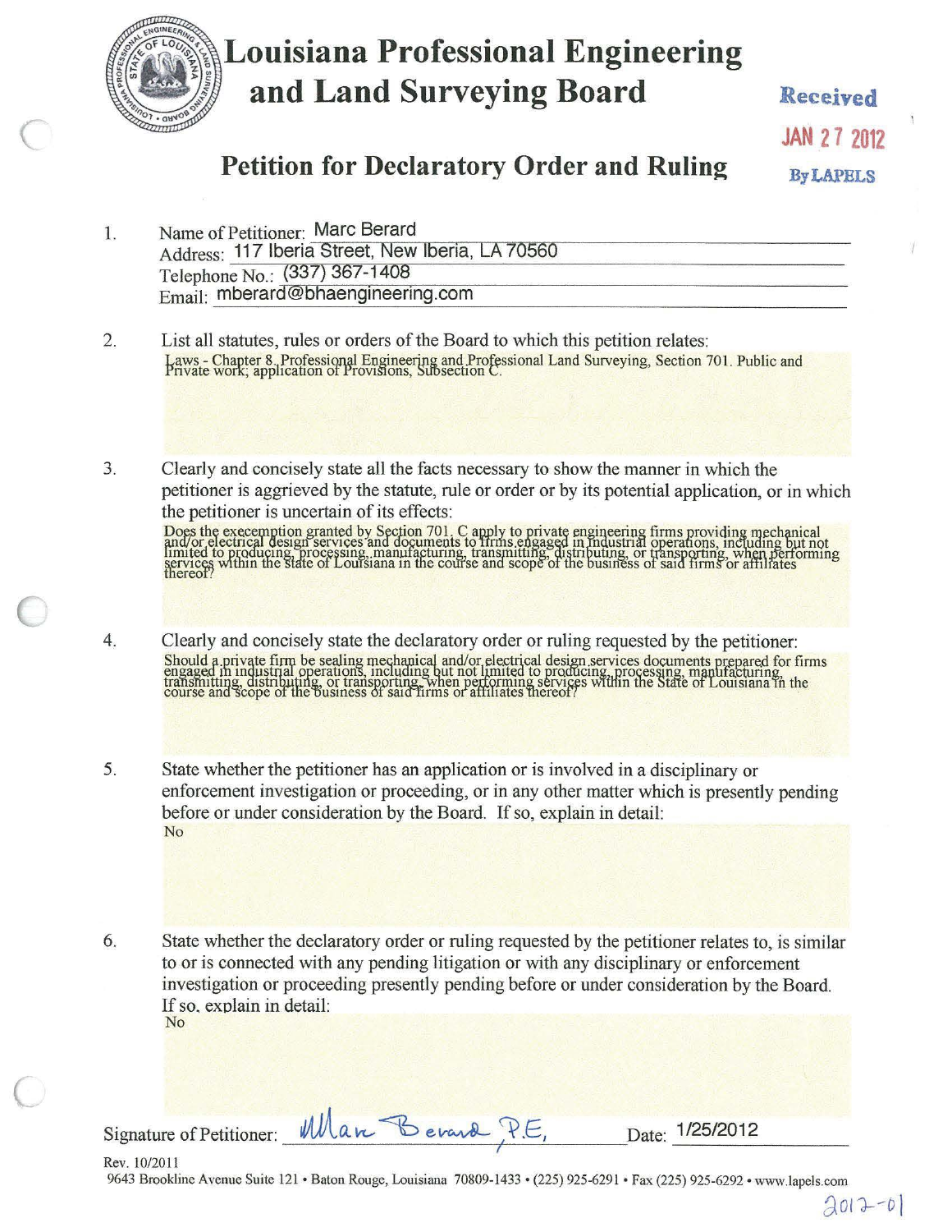# Louisiana Professional Engineering and Land Surveying Board

Received
JAN 27 2012
By LAPELS

## Petition for Declaratory Order and Ruling

1. Name of Petitioner: Marc Berard
   Address: 117 Iberia Street, New Iberia, LA 70560
   Telephone No.: (337) 367-1408
   Email: mberard@bhaengineering.com

2. List all statutes, rules or orders of the Board to which this petition relates:
   Laws - Chapter 8. Professional Engineering and Professional Land Surveying, Section 701. Public and Private work; application of Provisions, Subsection C.

3. Clearly and concisely state all the facts necessary to show the manner in which the petitioner is aggrieved by the statute, rule or order or by its potential application, or in which the petitioner is uncertain of its effects:
   Does the excemption granted by Section 701. C apply to private engineering firms providing mechanical and/or electrical design services and documents to firms engaged in industrial operations, including but not limited to producing, processing, manufacturing, transmitting, distributing, or transporting, when performing services within the State of Louisiana in the course and scope of the business of said firms or affiliates thereof?

4. Clearly and concisely state the declaratory order or ruling requested by the petitioner:
   Should a private firm be sealing mechanical and/or electrical design services documents prepared for firms engaged in industrial operations, including but not limited to producing, processing, manufacturing, transmitting, distributing, or transporting, when performing services within the State of Louisiana in the course and scope of the business of said firms or affiliates thereof?

5. State whether the petitioner has an application or is involved in a disciplinary or enforcement investigation or proceeding, or in any other matter which is presently pending before or under consideration by the Board. If so, explain in detail:
   No

6. State whether the declaratory order or ruling requested by the petitioner relates to, is similar to or is connected with any pending litigation or with any disciplinary or enforcement investigation or proceeding presently pending before or under consideration by the Board. If so, explain in detail:
   No

Signature of Petitioner: Marc Berard, P.E. Date: 1/25/2012

Rev. 10/2011
9643 Brookline Avenue Suite 121 • Baton Rouge, Louisiana 70809-1433 • (225) 925-6291 • Fax (225) 925-6292 • www.lapels.com

2012-01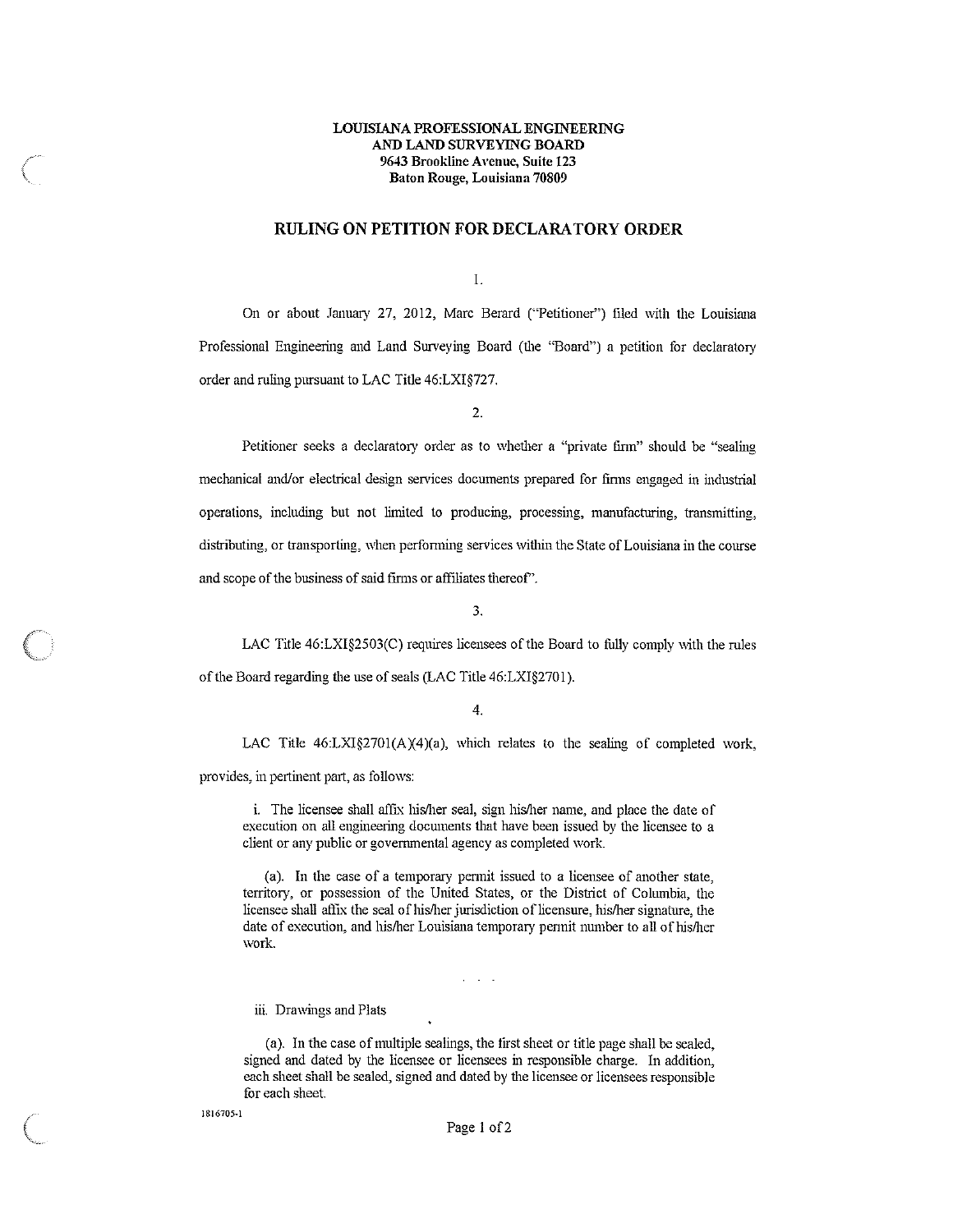**LOUISIANA PROFESSIONAL ENGINEERING AND LAND SURVEYING BOARD**
**9643 Brookline Avenue, Suite 123**
**Baton Rouge, Louisiana 70809**

## RULING ON PETITION FOR DECLARATORY ORDER

1.

On or about January 27, 2012, Marc Berard ("Petitioner") filed with the Louisiana Professional Engineering and Land Surveying Board (the "Board") a petition for declaratory order and ruling pursuant to LAC Title 46:LXI§727.

2.

Petitioner seeks a declaratory order as to whether a "private firm" should be "sealing mechanical and/or electrical design services documents prepared for firms engaged in industrial operations, including but not limited to producing, processing, manufacturing, transmitting, distributing, or transporting, when performing services within the State of Louisiana in the course and scope of the business of said firms or affiliates thereof".

3.

LAC Title 46:LXI§2503(C) requires licensees of the Board to fully comply with the rules of the Board regarding the use of seals (LAC Title 46:LXI§2701).

4.

LAC Title 46:LXI§2701(A)(4)(a), which relates to the sealing of completed work, provides, in pertinent part, as follows:

> i. The licensee shall affix his/her seal, sign his/her name, and place the date of execution on all engineering documents that have been issued by the licensee to a client or any public or governmental agency as completed work.
>
> (a). In the case of a temporary permit issued to a licensee of another state, territory, or possession of the United States, or the District of Columbia, the licensee shall affix the seal of his/her jurisdiction of licensure, his/her signature, the date of execution, and his/her Louisiana temporary permit number to all of his/her work.
>
> . . .
>
> iii. Drawings and Plats
>
> (a). In the case of multiple sealings, the first sheet or title page shall be sealed, signed and dated by the licensee or licensees in responsible charge. In addition, each sheet shall be sealed, signed and dated by the licensee or licensees responsible for each sheet.

1816705-1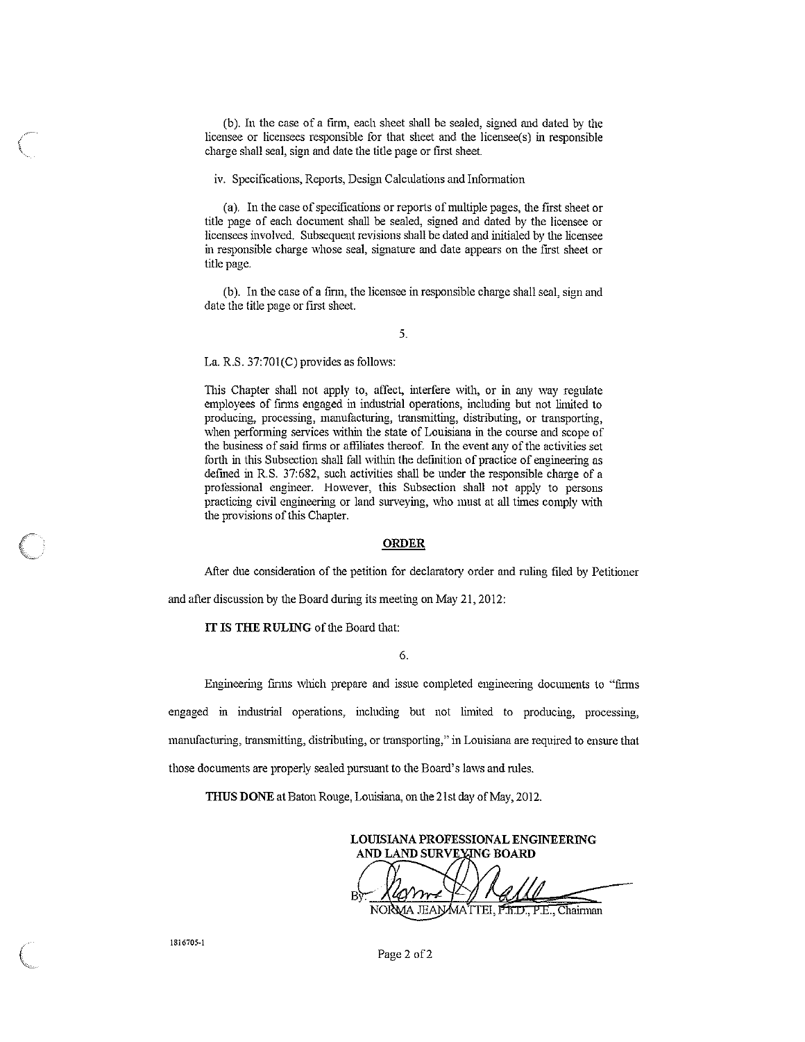(b). In the case of a firm, each sheet shall be sealed, signed and dated by the licensee or licensees responsible for that sheet and the licensee(s) in responsible charge shall seal, sign and date the title page or first sheet.

iv. Specifications, Reports, Design Calculations and Information

(a). In the case of specifications or reports of multiple pages, the first sheet or title page of each document shall be sealed, signed and dated by the licensee or licensees involved. Subsequent revisions shall be dated and initialed by the licensee in responsible charge whose seal, signature and date appears on the first sheet or title page.

(b). In the case of a firm, the licensee in responsible charge shall seal, sign and date the title page or first sheet.

5.

La. R.S. 37:701(C) provides as follows:

This Chapter shall not apply to, affect, interfere with, or in any way regulate employees of firms engaged in industrial operations, including but not limited to producing, processing, manufacturing, transmitting, distributing, or transporting, when performing services within the state of Louisiana in the course and scope of the business of said firms or affiliates thereof. In the event any of the activities set forth in this Subsection shall fall within the definition of practice of engineering as defined in R.S. 37:682, such activities shall be under the responsible charge of a professional engineer. However, this Subsection shall not apply to persons practicing civil engineering or land surveying, who must at all times comply with the provisions of this Chapter.

## ORDER

After due consideration of the petition for declaratory order and ruling filed by Petitioner and after discussion by the Board during its meeting on May 21, 2012:

**IT IS THE RULING** of the Board that:

6.

Engineering firms which prepare and issue completed engineering documents to "firms engaged in industrial operations, including but not limited to producing, processing, manufacturing, transmitting, distributing, or transporting," in Louisiana are required to ensure that those documents are properly sealed pursuant to the Board's laws and rules.

**THUS DONE** at Baton Rouge, Louisiana, on the 21st day of May, 2012.

**LOUISIANA PROFESSIONAL ENGINEERING AND LAND SURVEYING BOARD**

By: ______________________
NORMA JEAN MATTEI, PH.D., P.E., Chairman

1816705-1